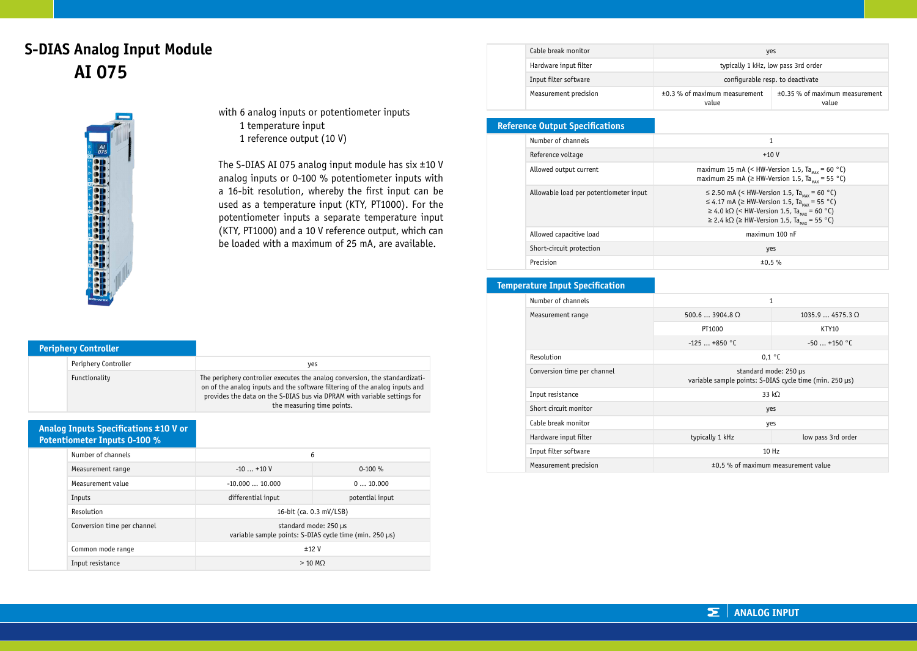# S-DIAS Analog Input Module

## AI 075

with 6 analog inputs or potentiometer inputs
1 temperature input
1 reference output (10 V)

The S-DIAS AI 075 analog input module has six ±10 V analog inputs or 0-100 % potentiometer inputs with a 16-bit resolution, whereby the first input can be used as a temperature input (KTY, PT1000). For the potentiometer inputs a separate temperature input (KTY, PT1000) and a 10 V reference output, which can be loaded with a maximum of 25 mA, are available.

### Periphery Controller

| | | |
|---|---|---|
| | Periphery Controller | yes |
| | Functionality | The periphery controller executes the analog conversion, the standardization of the analog inputs and the software filtering of the analog inputs and provides the data on the S-DIAS bus via DPRAM with variable settings for the measuring time points. |

### Analog Inputs Specifications ±10 V or Potentiometer Inputs 0-100 %

| | | | |
|---|---|---|---|
| | Number of channels | 6 | |
| | Measurement range | -10 ... +10 V | 0-100 % |
| | Measurement value | -10.000 ... 10.000 | 0 ... 10.000 |
| | Inputs | differential input | potential input |
| | Resolution | 16-bit (ca. 0.3 mV/LSB) | |
| | Conversion time per channel | standard mode: 250 µs<br>variable sample points: S-DIAS cycle time (min. 250 µs) | |
| | Common mode range | ±12 V | |
| | Input resistance | > 10 MΩ | |
| | Cable break monitor | yes | |
| | Hardware input filter | typically 1 kHz, low pass 3rd order | |
| | Input filter software | configurable resp. to deactivate | |
| | Measurement precision | ±0.3 % of maximum measurement value | ±0.35 % of maximum measurement value |

### Reference Output Specifications

| | | |
|---|---|---|
| | Number of channels | 1 |
| | Reference voltage | +10 V |
| | Allowed output current | maximum 15 mA (< HW-Version 1.5, $Ta_{MAX}$ = 60 °C)<br>maximum 25 mA (≥ HW-Version 1.5, $Ta_{MAX}$ = 55 °C) |
| | Allowable load per potentiometer input | ≤ 2.50 mA (< HW-Version 1.5, $Ta_{MAX}$ = 60 °C)<br>≤ 4.17 mA (≥ HW-Version 1.5, $Ta_{MAX}$ = 55 °C)<br>≥ 4.0 kΩ (< HW-Version 1.5, $Ta_{MAX}$ = 60 °C)<br>≥ 2.4 kΩ (≥ HW-Version 1.5, $Ta_{MAX}$ = 55 °C) |
| | Allowed capacitive load | maximum 100 nF |
| | Short-circuit protection | yes |
| | Precision | ±0.5 % |

### Temperature Input Specification

| | | | |
|---|---|---|---|
| | Number of channels | 1 | |
| | Measurement range | 500.6 ... 3904.8 Ω | 1035.9 ... 4575.3 Ω |
| | | PT1000 | KTY10 |
| | | -125 ... +850 °C | -50 ... +150 °C |
| | Resolution | 0,1 °C | |
| | Conversion time per channel | standard mode: 250 µs<br>variable sample points: S-DIAS cycle time (min. 250 µs) | |
| | Input resistance | 33 kΩ | |
| | Short circuit monitor | yes | |
| | Cable break monitor | yes | |
| | Hardware input filter | typically 1 kHz | low pass 3rd order |
| | Input filter software | 10 Hz | |
| | Measurement precision | ±0.5 % of maximum measurement value | |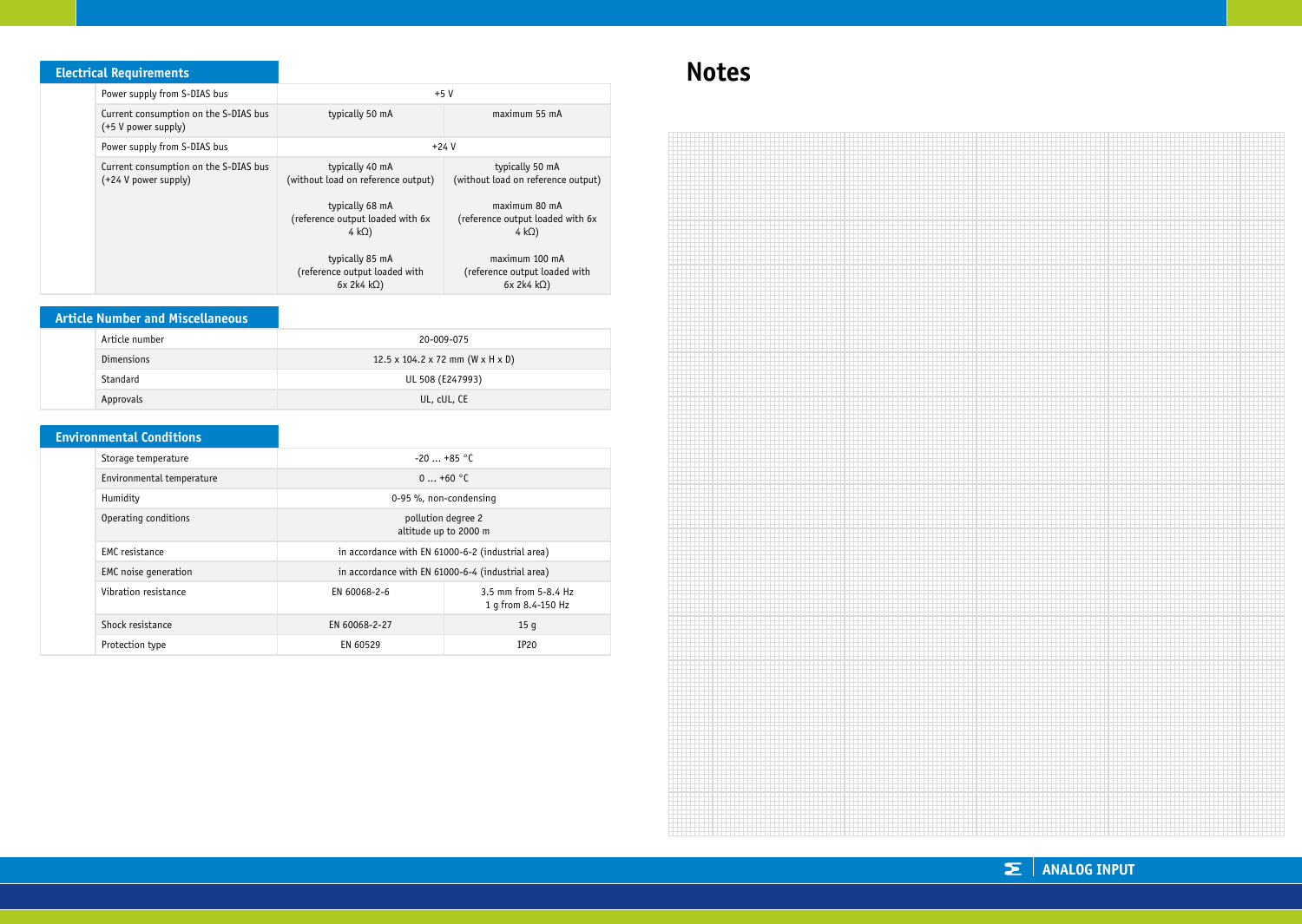## Electrical Requirements

| | | |
|---|---|---|
| Power supply from S-DIAS bus | +5 V | |
| Current consumption on the S-DIAS bus (+5 V power supply) | typically 50 mA | maximum 55 mA |
| Power supply from S-DIAS bus | +24 V | |
| Current consumption on the S-DIAS bus (+24 V power supply) | typically 40 mA (without load on reference output)<br><br>typically 68 mA (reference output loaded with 6x 4 kΩ)<br><br>typically 85 mA (reference output loaded with 6x 2k4 kΩ) | typically 50 mA (without load on reference output)<br><br>maximum 80 mA (reference output loaded with 6x 4 kΩ)<br><br>maximum 100 mA (reference output loaded with 6x 2k4 kΩ) |

## Article Number and Miscellaneous

| | |
|---|---|
| Article number | 20-009-075 |
| Dimensions | 12.5 x 104.2 x 72 mm (W x H x D) |
| Standard | UL 508 (E247993) |
| Approvals | UL, cUL, CE |

## Environmental Conditions

| | | |
|---|---|---|
| Storage temperature | -20 … +85 °C | |
| Environmental temperature | 0 … +60 °C | |
| Humidity | 0-95 %, non-condensing | |
| Operating conditions | pollution degree 2<br>altitude up to 2000 m | |
| EMC resistance | in accordance with EN 61000-6-2 (industrial area) | |
| EMC noise generation | in accordance with EN 61000-6-4 (industrial area) | |
| Vibration resistance | EN 60068-2-6 | 3.5 mm from 5-8.4 Hz<br>1 g from 8.4-150 Hz |
| Shock resistance | EN 60068-2-27 | 15 g |
| Protection type | EN 60529 | IP20 |

# Notes